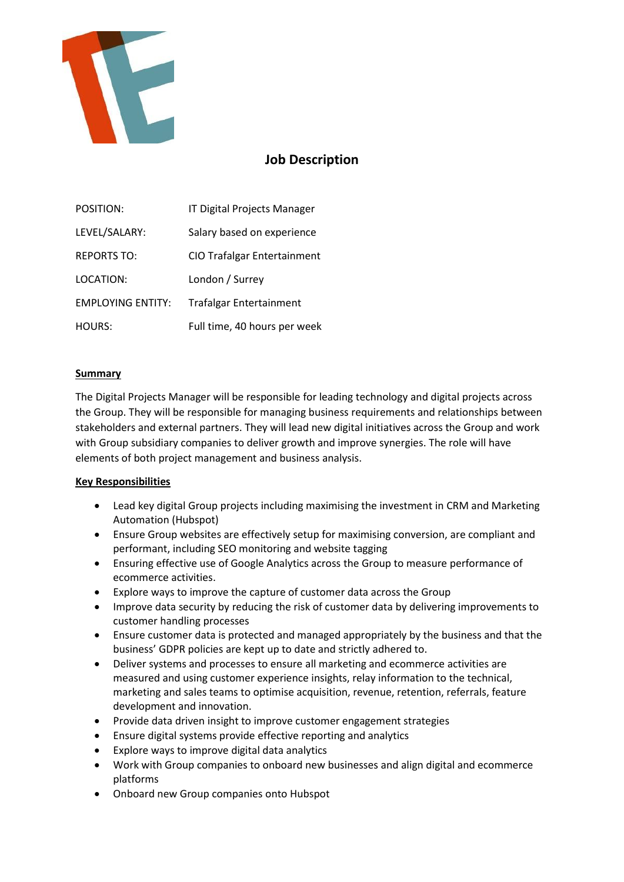# Job Description

| | |
|---|---|
| POSITION: | IT Digital Projects Manager |
| LEVEL/SALARY: | Salary based on experience |
| REPORTS TO: | CIO Trafalgar Entertainment |
| LOCATION: | London / Surrey |
| EMPLOYING ENTITY: | Trafalgar Entertainment |
| HOURS: | Full time, 40 hours per week |

## Summary

The Digital Projects Manager will be responsible for leading technology and digital projects across the Group. They will be responsible for managing business requirements and relationships between stakeholders and external partners. They will lead new digital initiatives across the Group and work with Group subsidiary companies to deliver growth and improve synergies. The role will have elements of both project management and business analysis.

## Key Responsibilities

- Lead key digital Group projects including maximising the investment in CRM and Marketing Automation (Hubspot)
- Ensure Group websites are effectively setup for maximising conversion, are compliant and performant, including SEO monitoring and website tagging
- Ensuring effective use of Google Analytics across the Group to measure performance of ecommerce activities.
- Explore ways to improve the capture of customer data across the Group
- Improve data security by reducing the risk of customer data by delivering improvements to customer handling processes
- Ensure customer data is protected and managed appropriately by the business and that the business' GDPR policies are kept up to date and strictly adhered to.
- Deliver systems and processes to ensure all marketing and ecommerce activities are measured and using customer experience insights, relay information to the technical, marketing and sales teams to optimise acquisition, revenue, retention, referrals, feature development and innovation.
- Provide data driven insight to improve customer engagement strategies
- Ensure digital systems provide effective reporting and analytics
- Explore ways to improve digital data analytics
- Work with Group companies to onboard new businesses and align digital and ecommerce platforms
- Onboard new Group companies onto Hubspot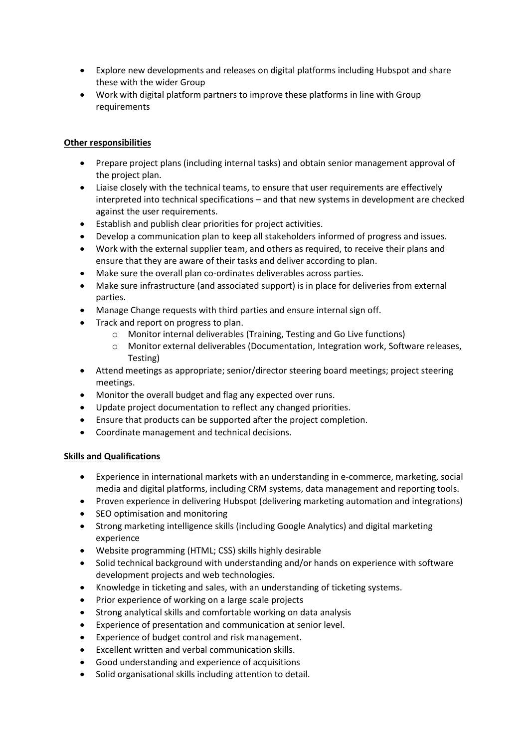- Explore new developments and releases on digital platforms including Hubspot and share these with the wider Group
- Work with digital platform partners to improve these platforms in line with Group requirements

**Other responsibilities**

- Prepare project plans (including internal tasks) and obtain senior management approval of the project plan.
- Liaise closely with the technical teams, to ensure that user requirements are effectively interpreted into technical specifications – and that new systems in development are checked against the user requirements.
- Establish and publish clear priorities for project activities.
- Develop a communication plan to keep all stakeholders informed of progress and issues.
- Work with the external supplier team, and others as required, to receive their plans and ensure that they are aware of their tasks and deliver according to plan.
- Make sure the overall plan co-ordinates deliverables across parties.
- Make sure infrastructure (and associated support) is in place for deliveries from external parties.
- Manage Change requests with third parties and ensure internal sign off.
- Track and report on progress to plan.
    - Monitor internal deliverables (Training, Testing and Go Live functions)
    - Monitor external deliverables (Documentation, Integration work, Software releases, Testing)
- Attend meetings as appropriate; senior/director steering board meetings; project steering meetings.
- Monitor the overall budget and flag any expected over runs.
- Update project documentation to reflect any changed priorities.
- Ensure that products can be supported after the project completion.
- Coordinate management and technical decisions.

**Skills and Qualifications**

- Experience in international markets with an understanding in e-commerce, marketing, social media and digital platforms, including CRM systems, data management and reporting tools.
- Proven experience in delivering Hubspot (delivering marketing automation and integrations)
- SEO optimisation and monitoring
- Strong marketing intelligence skills (including Google Analytics) and digital marketing experience
- Website programming (HTML; CSS) skills highly desirable
- Solid technical background with understanding and/or hands on experience with software development projects and web technologies.
- Knowledge in ticketing and sales, with an understanding of ticketing systems.
- Prior experience of working on a large scale projects
- Strong analytical skills and comfortable working on data analysis
- Experience of presentation and communication at senior level.
- Experience of budget control and risk management.
- Excellent written and verbal communication skills.
- Good understanding and experience of acquisitions
- Solid organisational skills including attention to detail.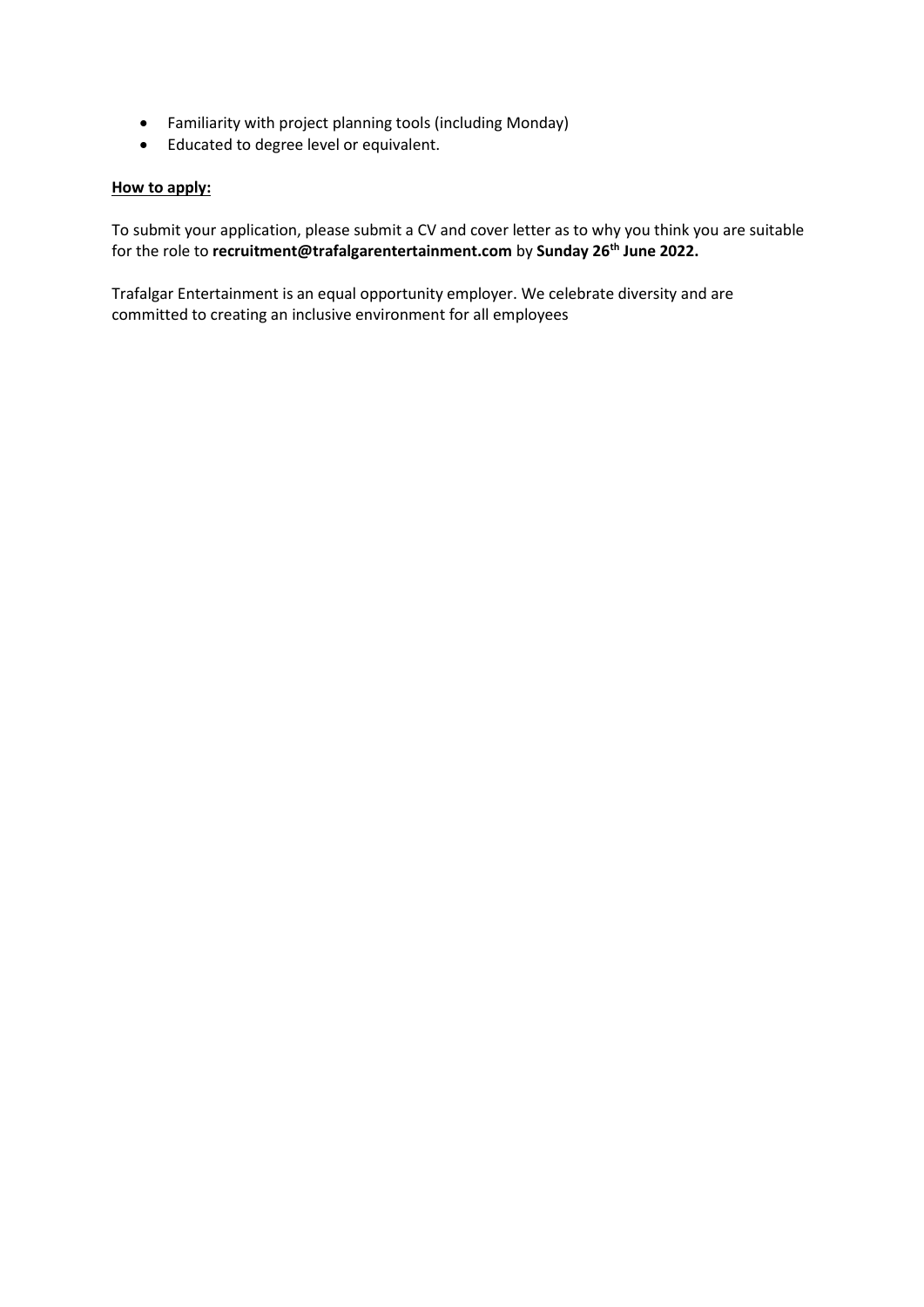- Familiarity with project planning tools (including Monday)
- Educated to degree level or equivalent.

**How to apply:**

To submit your application, please submit a CV and cover letter as to why you think you are suitable for the role to **recruitment@trafalgarentertainment.com** by **Sunday 26th June 2022.**

Trafalgar Entertainment is an equal opportunity employer. We celebrate diversity and are committed to creating an inclusive environment for all employees